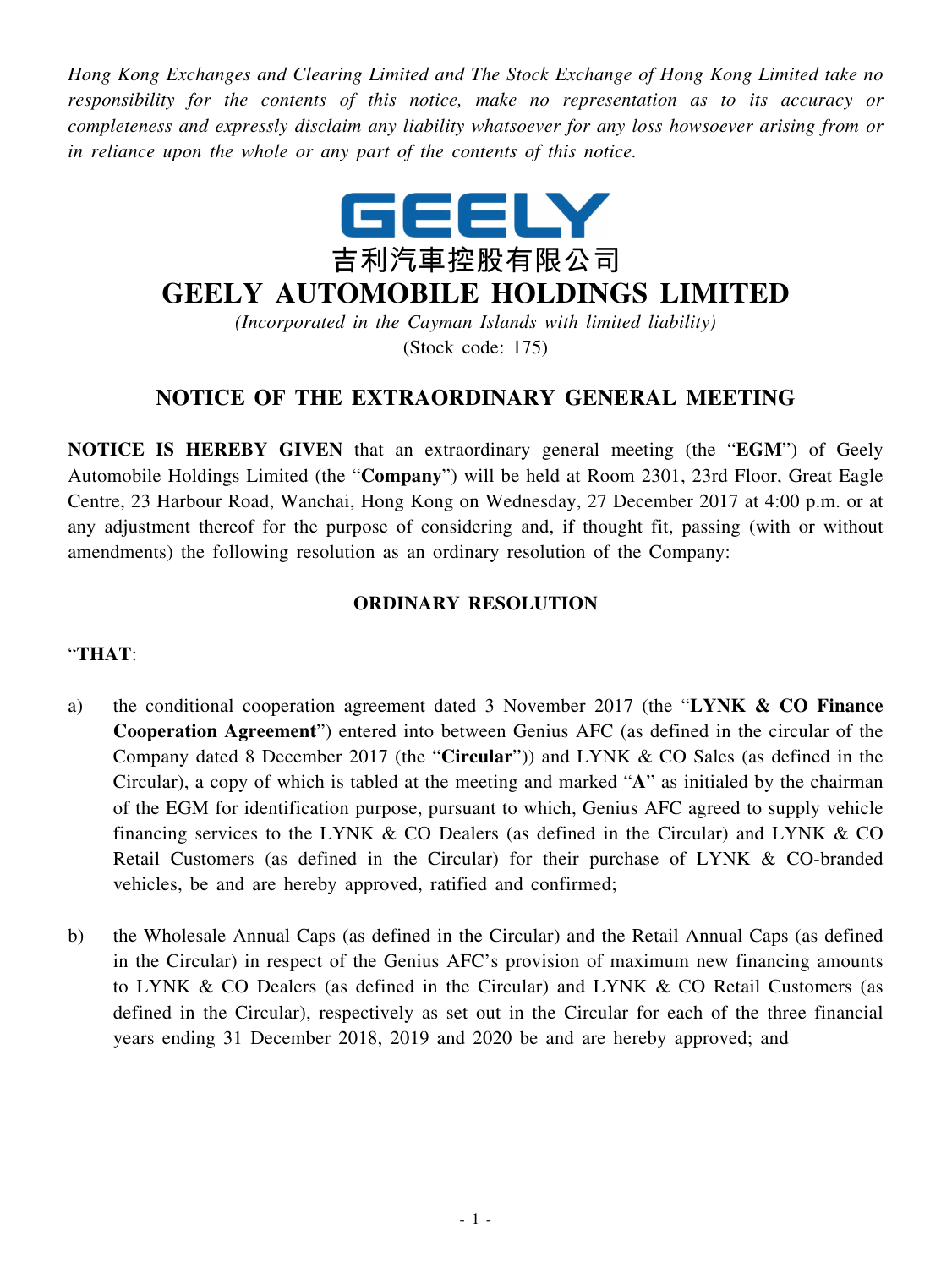*Hong Kong Exchanges and Clearing Limited and The Stock Exchange of Hong Kong Limited take no responsibility for the contents of this notice, make no representation as to its accuracy or completeness and expressly disclaim any liability whatsoever for any loss howsoever arising from or in reliance upon the whole or any part of the contents of this notice.*

GEELY

吉利汽車控股有限公司

# GEELY AUTOMOBILE HOLDINGS LIMITED

*(Incorporated in the Cayman Islands with limited liability)*

(Stock code: 175)

## NOTICE OF THE EXTRAORDINARY GENERAL MEETING

**NOTICE IS HEREBY GIVEN** that an extraordinary general meeting (the "**EGM**") of Geely Automobile Holdings Limited (the "**Company**") will be held at Room 2301, 23rd Floor, Great Eagle Centre, 23 Harbour Road, Wanchai, Hong Kong on Wednesday, 27 December 2017 at 4:00 p.m. or at any adjustment thereof for the purpose of considering and, if thought fit, passing (with or without amendments) the following resolution as an ordinary resolution of the Company:

### ORDINARY RESOLUTION

"**THAT**:

a) the conditional cooperation agreement dated 3 November 2017 (the "**LYNK & CO Finance Cooperation Agreement**") entered into between Genius AFC (as defined in the circular of the Company dated 8 December 2017 (the "**Circular**")) and LYNK & CO Sales (as defined in the Circular), a copy of which is tabled at the meeting and marked "**A**" as initialed by the chairman of the EGM for identification purpose, pursuant to which, Genius AFC agreed to supply vehicle financing services to the LYNK & CO Dealers (as defined in the Circular) and LYNK & CO Retail Customers (as defined in the Circular) for their purchase of LYNK & CO-branded vehicles, be and are hereby approved, ratified and confirmed;

b) the Wholesale Annual Caps (as defined in the Circular) and the Retail Annual Caps (as defined in the Circular) in respect of the Genius AFC's provision of maximum new financing amounts to LYNK & CO Dealers (as defined in the Circular) and LYNK & CO Retail Customers (as defined in the Circular), respectively as set out in the Circular for each of the three financial years ending 31 December 2018, 2019 and 2020 be and are hereby approved; and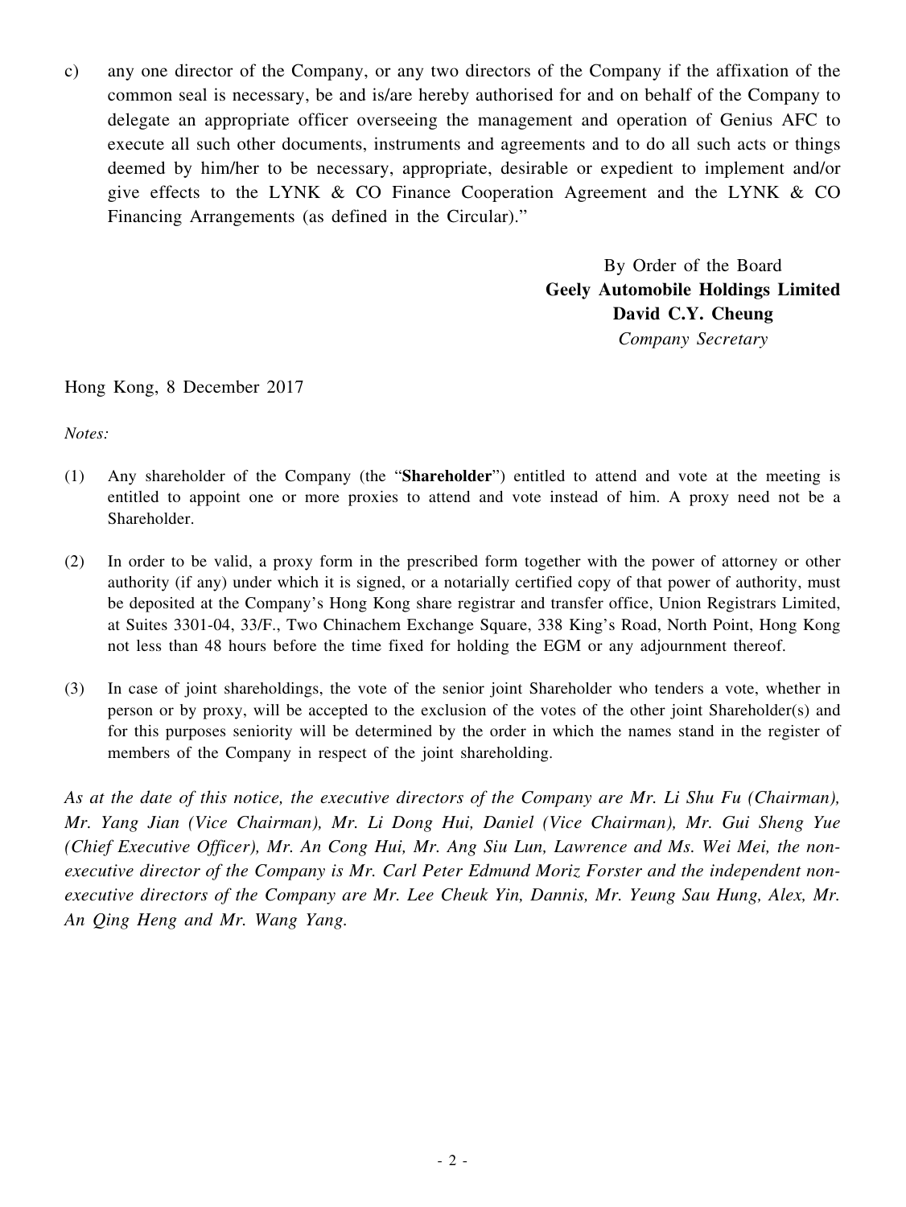c) any one director of the Company, or any two directors of the Company if the affixation of the common seal is necessary, be and is/are hereby authorised for and on behalf of the Company to delegate an appropriate officer overseeing the management and operation of Genius AFC to execute all such other documents, instruments and agreements and to do all such acts or things deemed by him/her to be necessary, appropriate, desirable or expedient to implement and/or give effects to the LYNK & CO Finance Cooperation Agreement and the LYNK & CO Financing Arrangements (as defined in the Circular)."

By Order of the Board
**Geely Automobile Holdings Limited**
**David C.Y. Cheung**
*Company Secretary*

Hong Kong, 8 December 2017

*Notes:*

(1) Any shareholder of the Company (the "**Shareholder**") entitled to attend and vote at the meeting is entitled to appoint one or more proxies to attend and vote instead of him. A proxy need not be a Shareholder.

(2) In order to be valid, a proxy form in the prescribed form together with the power of attorney or other authority (if any) under which it is signed, or a notarially certified copy of that power of authority, must be deposited at the Company's Hong Kong share registrar and transfer office, Union Registrars Limited, at Suites 3301-04, 33/F., Two Chinachem Exchange Square, 338 King's Road, North Point, Hong Kong not less than 48 hours before the time fixed for holding the EGM or any adjournment thereof.

(3) In case of joint shareholdings, the vote of the senior joint Shareholder who tenders a vote, whether in person or by proxy, will be accepted to the exclusion of the votes of the other joint Shareholder(s) and for this purposes seniority will be determined by the order in which the names stand in the register of members of the Company in respect of the joint shareholding.

*As at the date of this notice, the executive directors of the Company are Mr. Li Shu Fu (Chairman), Mr. Yang Jian (Vice Chairman), Mr. Li Dong Hui, Daniel (Vice Chairman), Mr. Gui Sheng Yue (Chief Executive Officer), Mr. An Cong Hui, Mr. Ang Siu Lun, Lawrence and Ms. Wei Mei, the non-executive director of the Company is Mr. Carl Peter Edmund Moriz Forster and the independent non-executive directors of the Company are Mr. Lee Cheuk Yin, Dannis, Mr. Yeung Sau Hung, Alex, Mr. An Qing Heng and Mr. Wang Yang.*